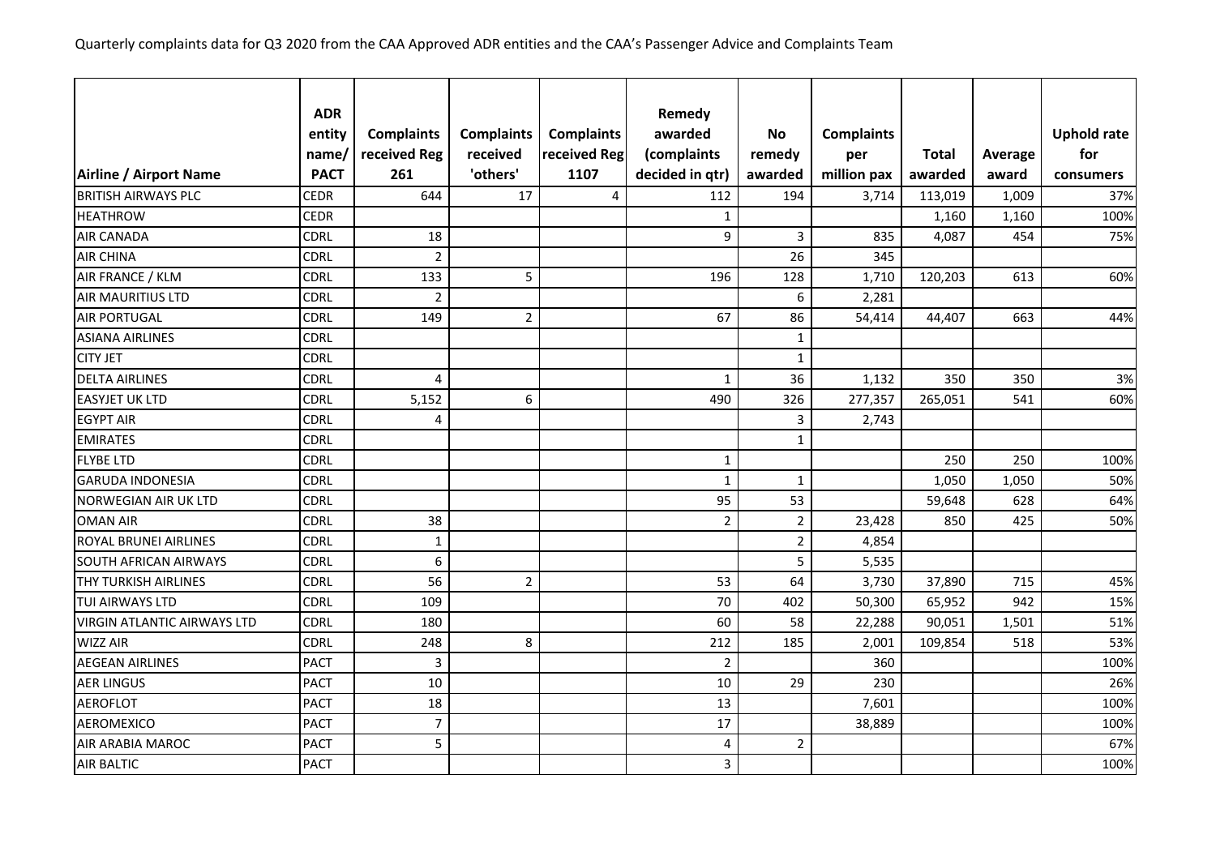Quarterly complaints data for Q3 2020 from the CAA Approved ADR entities and the CAA's Passenger Advice and Complaints Team

| Airline / Airport Name | ADR entity name/ PACT | Complaints received Reg 261 | Complaints received 'others' | Complaints received Reg 1107 | Remedy awarded (complaints decided in qtr) | No remedy awarded | Complaints per million pax | Total awarded | Average award | Uphold rate for consumers |
|---|---|---|---|---|---|---|---|---|---|---|
| BRITISH AIRWAYS PLC | CEDR | 644 | 17 | 4 | 112 | 194 | 3,714 | 113,019 | 1,009 | 37% |
| HEATHROW | CEDR | | | | 1 | | | 1,160 | 1,160 | 100% |
| AIR CANADA | CDRL | 18 | | | 9 | 3 | 835 | 4,087 | 454 | 75% |
| AIR CHINA | CDRL | 2 | | | | 26 | 345 | | | |
| AIR FRANCE / KLM | CDRL | 133 | 5 | | 196 | 128 | 1,710 | 120,203 | 613 | 60% |
| AIR MAURITIUS LTD | CDRL | 2 | | | | 6 | 2,281 | | | |
| AIR PORTUGAL | CDRL | 149 | 2 | | 67 | 86 | 54,414 | 44,407 | 663 | 44% |
| ASIANA AIRLINES | CDRL | | | | | 1 | | | | |
| CITY JET | CDRL | | | | | 1 | | | | |
| DELTA AIRLINES | CDRL | 4 | | | 1 | 36 | 1,132 | 350 | 350 | 3% |
| EASYJET UK LTD | CDRL | 5,152 | 6 | | 490 | 326 | 277,357 | 265,051 | 541 | 60% |
| EGYPT AIR | CDRL | 4 | | | | 3 | 2,743 | | | |
| EMIRATES | CDRL | | | | | 1 | | | | |
| FLYBE LTD | CDRL | | | | 1 | | | 250 | 250 | 100% |
| GARUDA INDONESIA | CDRL | | | | 1 | 1 | | 1,050 | 1,050 | 50% |
| NORWEGIAN AIR UK LTD | CDRL | | | | 95 | 53 | | 59,648 | 628 | 64% |
| OMAN AIR | CDRL | 38 | | | 2 | 2 | 23,428 | 850 | 425 | 50% |
| ROYAL BRUNEI AIRLINES | CDRL | 1 | | | | 2 | 4,854 | | | |
| SOUTH AFRICAN AIRWAYS | CDRL | 6 | | | | 5 | 5,535 | | | |
| THY TURKISH AIRLINES | CDRL | 56 | 2 | | 53 | 64 | 3,730 | 37,890 | 715 | 45% |
| TUI AIRWAYS LTD | CDRL | 109 | | | 70 | 402 | 50,300 | 65,952 | 942 | 15% |
| VIRGIN ATLANTIC AIRWAYS LTD | CDRL | 180 | | | 60 | 58 | 22,288 | 90,051 | 1,501 | 51% |
| WIZZ AIR | CDRL | 248 | 8 | | 212 | 185 | 2,001 | 109,854 | 518 | 53% |
| AEGEAN AIRLINES | PACT | 3 | | | 2 | | 360 | | | 100% |
| AER LINGUS | PACT | 10 | | | 10 | 29 | 230 | | | 26% |
| AEROFLOT | PACT | 18 | | | 13 | | 7,601 | | | 100% |
| AEROMEXICO | PACT | 7 | | | 17 | | 38,889 | | | 100% |
| AIR ARABIA MAROC | PACT | 5 | | | 4 | 2 | | | | 67% |
| AIR BALTIC | PACT | | | | 3 | | | | | 100% |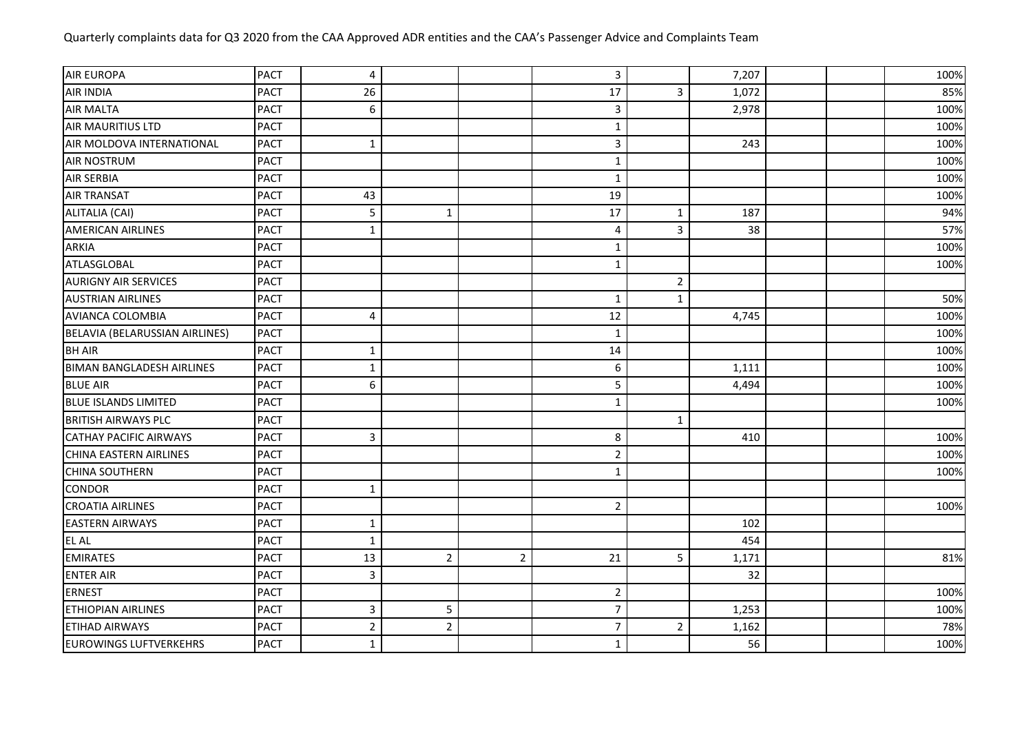Quarterly complaints data for Q3 2020 from the CAA Approved ADR entities and the CAA's Passenger Advice and Complaints Team

| | | | | | | | | | | |
|---|---|---|---|---|---|---|---|---|---|---|
| AIR EUROPA | PACT | 4 | | | 3 | | 7,207 | | | 100% |
| AIR INDIA | PACT | 26 | | | 17 | 3 | 1,072 | | | 85% |
| AIR MALTA | PACT | 6 | | | 3 | | 2,978 | | | 100% |
| AIR MAURITIUS LTD | PACT | | | | 1 | | | | | 100% |
| AIR MOLDOVA INTERNATIONAL | PACT | 1 | | | 3 | | 243 | | | 100% |
| AIR NOSTRUM | PACT | | | | 1 | | | | | 100% |
| AIR SERBIA | PACT | | | | 1 | | | | | 100% |
| AIR TRANSAT | PACT | 43 | | | 19 | | | | | 100% |
| ALITALIA (CAI) | PACT | 5 | 1 | | 17 | 1 | 187 | | | 94% |
| AMERICAN AIRLINES | PACT | 1 | | | 4 | 3 | 38 | | | 57% |
| ARKIA | PACT | | | | 1 | | | | | 100% |
| ATLASGLOBAL | PACT | | | | 1 | | | | | 100% |
| AURIGNY AIR SERVICES | PACT | | | | | 2 | | | | |
| AUSTRIAN AIRLINES | PACT | | | | 1 | 1 | | | | 50% |
| AVIANCA COLOMBIA | PACT | 4 | | | 12 | | 4,745 | | | 100% |
| BELAVIA (BELARUSSIAN AIRLINES) | PACT | | | | 1 | | | | | 100% |
| BH AIR | PACT | 1 | | | 14 | | | | | 100% |
| BIMAN BANGLADESH AIRLINES | PACT | 1 | | | 6 | | 1,111 | | | 100% |
| BLUE AIR | PACT | 6 | | | 5 | | 4,494 | | | 100% |
| BLUE ISLANDS LIMITED | PACT | | | | 1 | | | | | 100% |
| BRITISH AIRWAYS PLC | PACT | | | | | 1 | | | | |
| CATHAY PACIFIC AIRWAYS | PACT | 3 | | | 8 | | 410 | | | 100% |
| CHINA EASTERN AIRLINES | PACT | | | | 2 | | | | | 100% |
| CHINA SOUTHERN | PACT | | | | 1 | | | | | 100% |
| CONDOR | PACT | 1 | | | | | | | | |
| CROATIA AIRLINES | PACT | | | | 2 | | | | | 100% |
| EASTERN AIRWAYS | PACT | 1 | | | | | 102 | | | |
| EL AL | PACT | 1 | | | | | 454 | | | |
| EMIRATES | PACT | 13 | 2 | 2 | 21 | 5 | 1,171 | | | 81% |
| ENTER AIR | PACT | 3 | | | | | 32 | | | |
| ERNEST | PACT | | | | 2 | | | | | 100% |
| ETHIOPIAN AIRLINES | PACT | 3 | 5 | | 7 | | 1,253 | | | 100% |
| ETIHAD AIRWAYS | PACT | 2 | 2 | | 7 | 2 | 1,162 | | | 78% |
| EUROWINGS LUFTVERKEHRS | PACT | 1 | | | 1 | | 56 | | | 100% |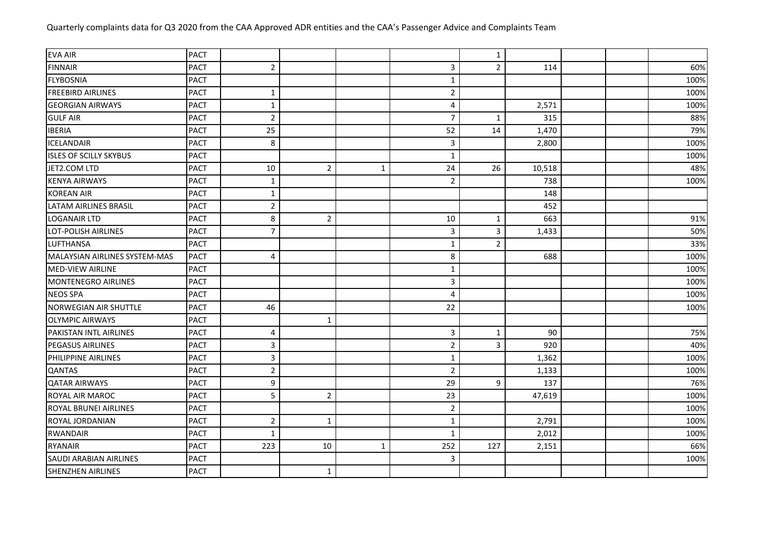Quarterly complaints data for Q3 2020 from the CAA Approved ADR entities and the CAA's Passenger Advice and Complaints Team

| | | | | | | | | | | |
|---|---|---|---|---|---|---|---|---|---|---|
| EVA AIR | PACT | | | | | 1 | | | | |
| FINNAIR | PACT | 2 | | | 3 | 2 | 114 | | | 60% |
| FLYBOSNIA | PACT | | | | 1 | | | | | 100% |
| FREEBIRD AIRLINES | PACT | 1 | | | 2 | | | | | 100% |
| GEORGIAN AIRWAYS | PACT | 1 | | | 4 | | 2,571 | | | 100% |
| GULF AIR | PACT | 2 | | | 7 | 1 | 315 | | | 88% |
| IBERIA | PACT | 25 | | | 52 | 14 | 1,470 | | | 79% |
| ICELANDAIR | PACT | 8 | | | 3 | | 2,800 | | | 100% |
| ISLES OF SCILLY SKYBUS | PACT | | | | 1 | | | | | 100% |
| JET2.COM LTD | PACT | 10 | 2 | 1 | 24 | 26 | 10,518 | | | 48% |
| KENYA AIRWAYS | PACT | 1 | | | 2 | | 738 | | | 100% |
| KOREAN AIR | PACT | 1 | | | | | 148 | | | |
| LATAM AIRLINES BRASIL | PACT | 2 | | | | | 452 | | | |
| LOGANAIR LTD | PACT | 8 | 2 | | 10 | 1 | 663 | | | 91% |
| LOT-POLISH AIRLINES | PACT | 7 | | | 3 | 3 | 1,433 | | | 50% |
| LUFTHANSA | PACT | | | | 1 | 2 | | | | 33% |
| MALAYSIAN AIRLINES SYSTEM-MAS | PACT | 4 | | | 8 | | 688 | | | 100% |
| MED-VIEW AIRLINE | PACT | | | | 1 | | | | | 100% |
| MONTENEGRO AIRLINES | PACT | | | | 3 | | | | | 100% |
| NEOS SPA | PACT | | | | 4 | | | | | 100% |
| NORWEGIAN AIR SHUTTLE | PACT | 46 | | | 22 | | | | | 100% |
| OLYMPIC AIRWAYS | PACT | | 1 | | | | | | | |
| PAKISTAN INTL AIRLINES | PACT | 4 | | | 3 | 1 | 90 | | | 75% |
| PEGASUS AIRLINES | PACT | 3 | | | 2 | 3 | 920 | | | 40% |
| PHILIPPINE AIRLINES | PACT | 3 | | | 1 | | 1,362 | | | 100% |
| QANTAS | PACT | 2 | | | 2 | | 1,133 | | | 100% |
| QATAR AIRWAYS | PACT | 9 | | | 29 | 9 | 137 | | | 76% |
| ROYAL AIR MAROC | PACT | 5 | 2 | | 23 | | 47,619 | | | 100% |
| ROYAL BRUNEI AIRLINES | PACT | | | | 2 | | | | | 100% |
| ROYAL JORDANIAN | PACT | 2 | 1 | | 1 | | 2,791 | | | 100% |
| RWANDAIR | PACT | 1 | | | 1 | | 2,012 | | | 100% |
| RYANAIR | PACT | 223 | 10 | 1 | 252 | 127 | 2,151 | | | 66% |
| SAUDI ARABIAN AIRLINES | PACT | | | | 3 | | | | | 100% |
| SHENZHEN AIRLINES | PACT | | 1 | | | | | | | |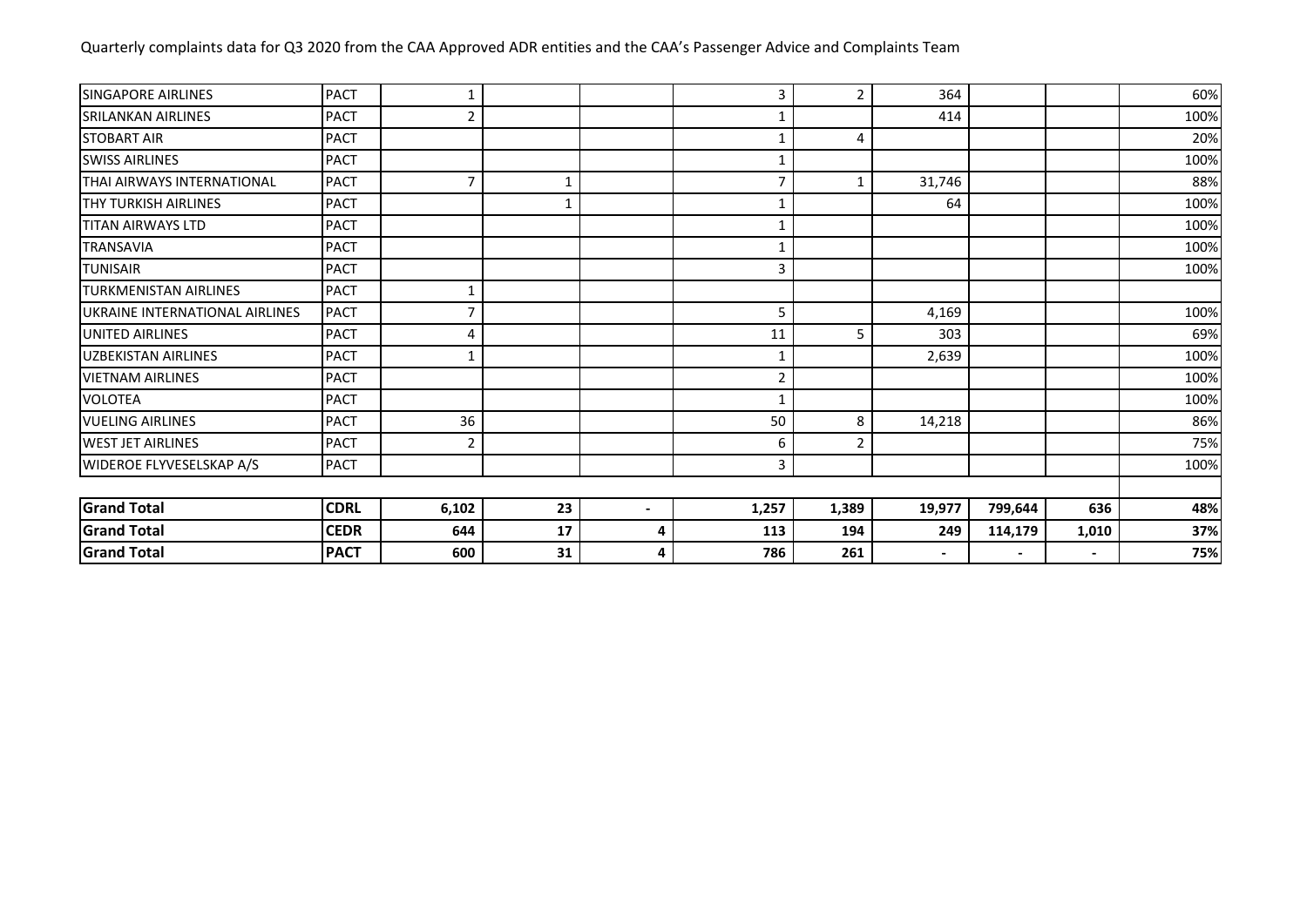Quarterly complaints data for Q3 2020 from the CAA Approved ADR entities and the CAA's Passenger Advice and Complaints Team

| | | | | | | | | | | |
|---|---|---|---|---|---|---|---|---|---|---|
| SINGAPORE AIRLINES | PACT | 1 | | | 3 | 2 | 364 | | | 60% |
| SRILANKAN AIRLINES | PACT | 2 | | | 1 | | 414 | | | 100% |
| STOBART AIR | PACT | | | | 1 | 4 | | | | 20% |
| SWISS AIRLINES | PACT | | | | 1 | | | | | 100% |
| THAI AIRWAYS INTERNATIONAL | PACT | 7 | 1 | | 7 | 1 | 31,746 | | | 88% |
| THY TURKISH AIRLINES | PACT | | 1 | | 1 | | 64 | | | 100% |
| TITAN AIRWAYS LTD | PACT | | | | 1 | | | | | 100% |
| TRANSAVIA | PACT | | | | 1 | | | | | 100% |
| TUNISAIR | PACT | | | | 3 | | | | | 100% |
| TURKMENISTAN AIRLINES | PACT | 1 | | | | | | | | |
| UKRAINE INTERNATIONAL AIRLINES | PACT | 7 | | | 5 | | 4,169 | | | 100% |
| UNITED AIRLINES | PACT | 4 | | | 11 | 5 | 303 | | | 69% |
| UZBEKISTAN AIRLINES | PACT | 1 | | | 1 | | 2,639 | | | 100% |
| VIETNAM AIRLINES | PACT | | | | 2 | | | | | 100% |
| VOLOTEA | PACT | | | | 1 | | | | | 100% |
| VUELING AIRLINES | PACT | 36 | | | 50 | 8 | 14,218 | | | 86% |
| WEST JET AIRLINES | PACT | 2 | | | 6 | 2 | | | | 75% |
| WIDEROE FLYVESELSKAP A/S | PACT | | | | 3 | | | | | 100% |
| | | | | | | | | | | |
| **Grand Total** | **CDRL** | **6,102** | **23** | **-** | **1,257** | **1,389** | **19,977** | **799,644** | **636** | **48%** |
| **Grand Total** | **CEDR** | **644** | **17** | **4** | **113** | **194** | **249** | **114,179** | **1,010** | **37%** |
| **Grand Total** | **PACT** | **600** | **31** | **4** | **786** | **261** | **-** | **-** | **-** | **75%** |